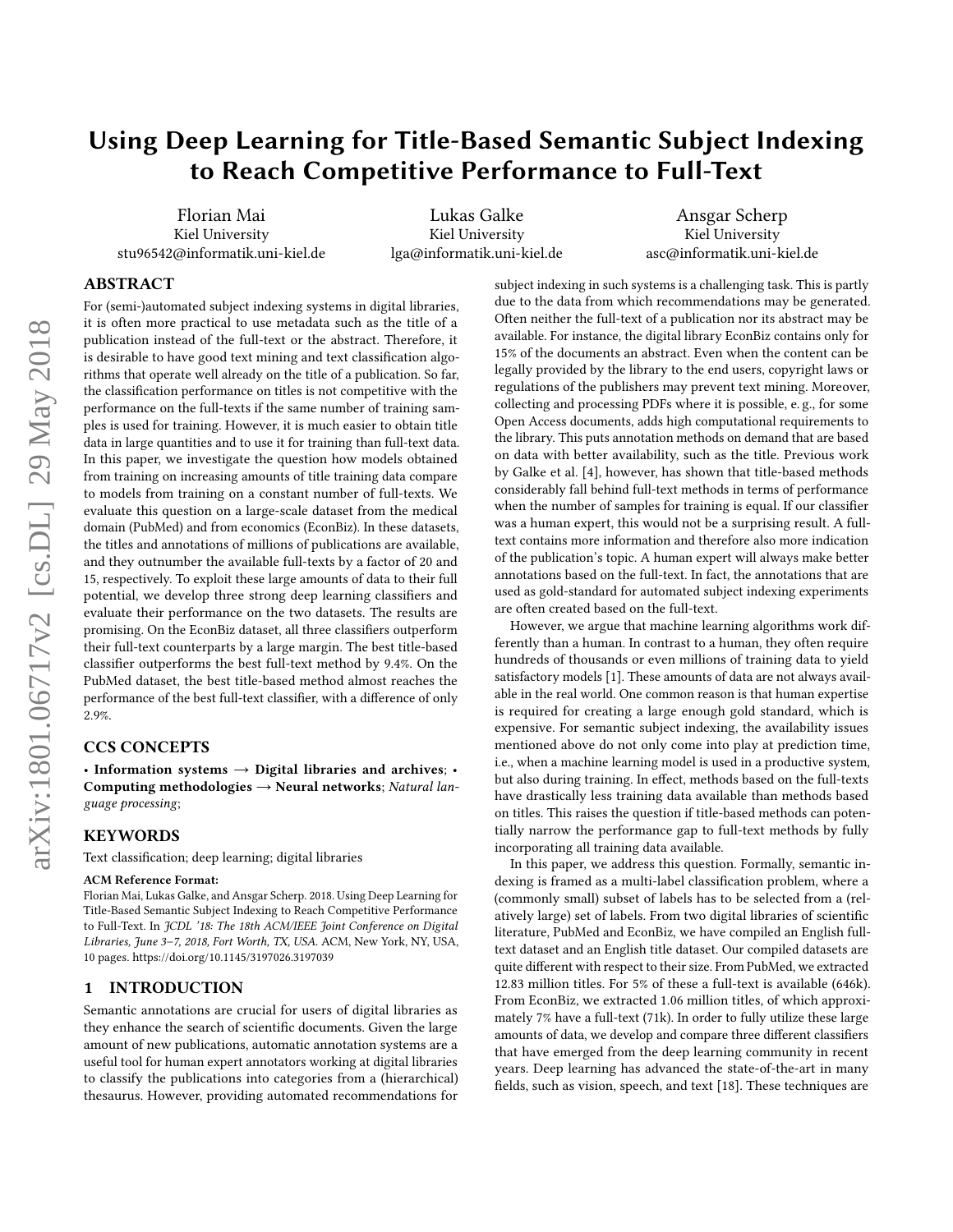# Using Deep Learning for Title-Based Semantic Subject Indexing to Reach Competitive Performance to Full-Text

Florian Mai
Kiel University
stu96542@informatik.uni-kiel.de

Lukas Galke
Kiel University
lga@informatik.uni-kiel.de

Ansgar Scherp
Kiel University
asc@informatik.uni-kiel.de

## ABSTRACT

For (semi-)automated subject indexing systems in digital libraries, it is often more practical to use metadata such as the title of a publication instead of the full-text or the abstract. Therefore, it is desirable to have good text mining and text classification algorithms that operate well already on the title of a publication. So far, the classification performance on titles is not competitive with the performance on the full-texts if the same number of training samples is used for training. However, it is much easier to obtain title data in large quantities and to use it for training than full-text data. In this paper, we investigate the question how models obtained from training on increasing amounts of title training data compare to models from training on a constant number of full-texts. We evaluate this question on a large-scale dataset from the medical domain (PubMed) and from economics (EconBiz). In these datasets, the titles and annotations of millions of publications are available, and they outnumber the available full-texts by a factor of 20 and 15, respectively. To exploit these large amounts of data to their full potential, we develop three strong deep learning classifiers and evaluate their performance on the two datasets. The results are promising. On the EconBiz dataset, all three classifiers outperform their full-text counterparts by a large margin. The best title-based classifier outperforms the best full-text method by 9.4%. On the PubMed dataset, the best title-based method almost reaches the performance of the best full-text classifier, with a difference of only 2.9%.

## CCS CONCEPTS

• **Information systems → Digital libraries and archives**; • **Computing methodologies → Neural networks**; *Natural language processing*;

## KEYWORDS

Text classification; deep learning; digital libraries

**ACM Reference Format:**
Florian Mai, Lukas Galke, and Ansgar Scherp. 2018. Using Deep Learning for Title-Based Semantic Subject Indexing to Reach Competitive Performance to Full-Text. In *JCDL '18: The 18th ACM/IEEE Joint Conference on Digital Libraries, June 3–7, 2018, Fort Worth, TX, USA.* ACM, New York, NY, USA, 10 pages. https://doi.org/10.1145/3197026.3197039

## 1 INTRODUCTION

Semantic annotations are crucial for users of digital libraries as they enhance the search of scientific documents. Given the large amount of new publications, automatic annotation systems are a useful tool for human expert annotators working at digital libraries to classify the publications into categories from a (hierarchical) thesaurus. However, providing automated recommendations for subject indexing in such systems is a challenging task. This is partly due to the data from which recommendations may be generated. Often neither the full-text of a publication nor its abstract may be available. For instance, the digital library EconBiz contains only for 15% of the documents an abstract. Even when the content can be legally provided by the library to the end users, copyright laws or regulations of the publishers may prevent text mining. Moreover, collecting and processing PDFs where it is possible, e. g., for some Open Access documents, adds high computational requirements to the library. This puts annotation methods on demand that are based on data with better availability, such as the title. Previous work by Galke et al. [4], however, has shown that title-based methods considerably fall behind full-text methods in terms of performance when the number of samples for training is equal. If our classifier was a human expert, this would not be a surprising result. A full-text contains more information and therefore also more indication of the publication's topic. A human expert will always make better annotations based on the full-text. In fact, the annotations that are used as gold-standard for automated subject indexing experiments are often created based on the full-text.

However, we argue that machine learning algorithms work differently than a human. In contrast to a human, they often require hundreds of thousands or even millions of training data to yield satisfactory models [1]. These amounts of data are not always available in the real world. One common reason is that human expertise is required for creating a large enough gold standard, which is expensive. For semantic subject indexing, the availability issues mentioned above do not only come into play at prediction time, i.e., when a machine learning model is used in a productive system, but also during training. In effect, methods based on the full-texts have drastically less training data available than methods based on titles. This raises the question if title-based methods can potentially narrow the performance gap to full-text methods by fully incorporating all training data available.

In this paper, we address this question. Formally, semantic indexing is framed as a multi-label classification problem, where a (commonly small) subset of labels has to be selected from a (relatively large) set of labels. From two digital libraries of scientific literature, PubMed and EconBiz, we have compiled an English full-text dataset and an English title dataset. Our compiled datasets are quite different with respect to their size. From PubMed, we extracted 12.83 million titles. For 5% of these a full-text is available (646k). From EconBiz, we extracted 1.06 million titles, of which approximately 7% have a full-text (71k). In order to fully utilize these large amounts of data, we develop and compare three different classifiers that have emerged from the deep learning community in recent years. Deep learning has advanced the state-of-the-art in many fields, such as vision, speech, and text [18]. These techniques are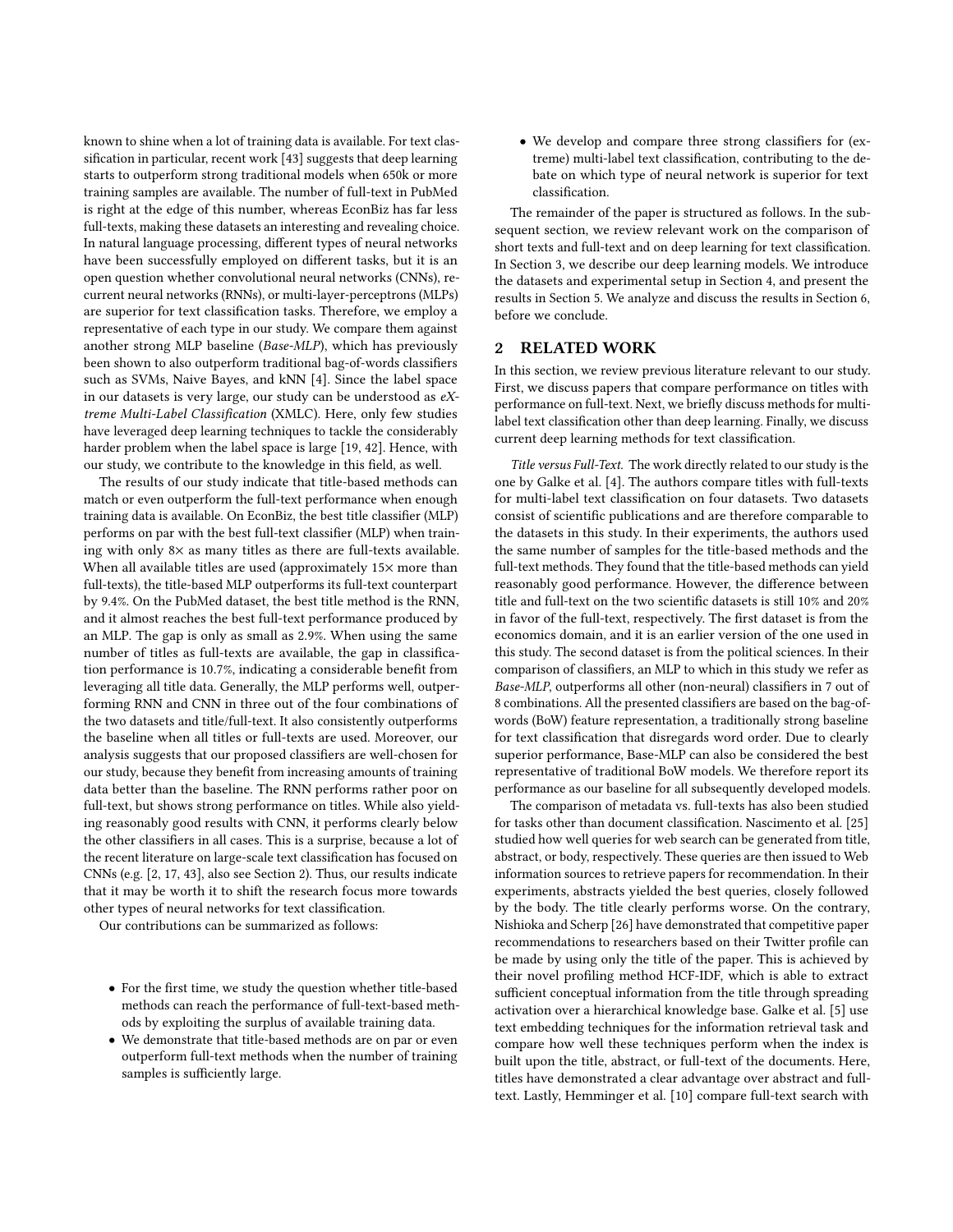known to shine when a lot of training data is available. For text classification in particular, recent work [43] suggests that deep learning starts to outperform strong traditional models when 650k or more training samples are available. The number of full-text in PubMed is right at the edge of this number, whereas EconBiz has far less full-texts, making these datasets an interesting and revealing choice. In natural language processing, different types of neural networks have been successfully employed on different tasks, but it is an open question whether convolutional neural networks (CNNs), recurrent neural networks (RNNs), or multi-layer-perceptrons (MLPs) are superior for text classification tasks. Therefore, we employ a representative of each type in our study. We compare them against another strong MLP baseline (*Base-MLP*), which has previously been shown to also outperform traditional bag-of-words classifiers such as SVMs, Naive Bayes, and kNN [4]. Since the label space in our datasets is very large, our study can be understood as *eXtreme Multi-Label Classification* (XMLC). Here, only few studies have leveraged deep learning techniques to tackle the considerably harder problem when the label space is large [19, 42]. Hence, with our study, we contribute to the knowledge in this field, as well.

The results of our study indicate that title-based methods can match or even outperform the full-text performance when enough training data is available. On EconBiz, the best title classifier (MLP) performs on par with the best full-text classifier (MLP) when training with only 8× as many titles as there are full-texts available. When all available titles are used (approximately 15× more than full-texts), the title-based MLP outperforms its full-text counterpart by 9.4%. On the PubMed dataset, the best title method is the RNN, and it almost reaches the best full-text performance produced by an MLP. The gap is only as small as 2.9%. When using the same number of titles as full-texts are available, the gap in classification performance is 10.7%, indicating a considerable benefit from leveraging all title data. Generally, the MLP performs well, outperforming RNN and CNN in three out of the four combinations of the two datasets and title/full-text. It also consistently outperforms the baseline when all titles or full-texts are used. Moreover, our analysis suggests that our proposed classifiers are well-chosen for our study, because they benefit from increasing amounts of training data better than the baseline. The RNN performs rather poor on full-text, but shows strong performance on titles. While also yielding reasonably good results with CNN, it performs clearly below the other classifiers in all cases. This is a surprise, because a lot of the recent literature on large-scale text classification has focused on CNNs (e.g. [2, 17, 43], also see Section 2). Thus, our results indicate that it may be worth it to shift the research focus more towards other types of neural networks for text classification.

Our contributions can be summarized as follows:

- For the first time, we study the question whether title-based methods can reach the performance of full-text-based methods by exploiting the surplus of available training data.
- We demonstrate that title-based methods are on par or even outperform full-text methods when the number of training samples is sufficiently large.
- We develop and compare three strong classifiers for (extreme) multi-label text classification, contributing to the debate on which type of neural network is superior for text classification.

The remainder of the paper is structured as follows. In the subsequent section, we review relevant work on the comparison of short texts and full-text and on deep learning for text classification. In Section 3, we describe our deep learning models. We introduce the datasets and experimental setup in Section 4, and present the results in Section 5. We analyze and discuss the results in Section 6, before we conclude.

## 2 RELATED WORK

In this section, we review previous literature relevant to our study. First, we discuss papers that compare performance on titles with performance on full-text. Next, we briefly discuss methods for multi-label text classification other than deep learning. Finally, we discuss current deep learning methods for text classification.

*Title versus Full-Text.* The work directly related to our study is the one by Galke et al. [4]. The authors compare titles with full-texts for multi-label text classification on four datasets. Two datasets consist of scientific publications and are therefore comparable to the datasets in this study. In their experiments, the authors used the same number of samples for the title-based methods and the full-text methods. They found that the title-based methods can yield reasonably good performance. However, the difference between title and full-text on the two scientific datasets is still 10% and 20% in favor of the full-text, respectively. The first dataset is from the economics domain, and it is an earlier version of the one used in this study. The second dataset is from the political sciences. In their comparison of classifiers, an MLP to which in this study we refer as *Base-MLP*, outperforms all other (non-neural) classifiers in 7 out of 8 combinations. All the presented classifiers are based on the bag-of-words (BoW) feature representation, a traditionally strong baseline for text classification that disregards word order. Due to clearly superior performance, Base-MLP can also be considered the best representative of traditional BoW models. We therefore report its performance as our baseline for all subsequently developed models.

The comparison of metadata vs. full-texts has also been studied for tasks other than document classification. Nascimento et al. [25] studied how well queries for web search can be generated from title, abstract, or body, respectively. These queries are then issued to Web information sources to retrieve papers for recommendation. In their experiments, abstracts yielded the best queries, closely followed by the body. The title clearly performs worse. On the contrary, Nishioka and Scherp [26] have demonstrated that competitive paper recommendations to researchers based on their Twitter profile can be made by using only the title of the paper. This is achieved by their novel profiling method HCF-IDF, which is able to extract sufficient conceptual information from the title through spreading activation over a hierarchical knowledge base. Galke et al. [5] use text embedding techniques for the information retrieval task and compare how well these techniques perform when the index is built upon the title, abstract, or full-text of the documents. Here, titles have demonstrated a clear advantage over abstract and full-text. Lastly, Hemminger et al. [10] compare full-text search with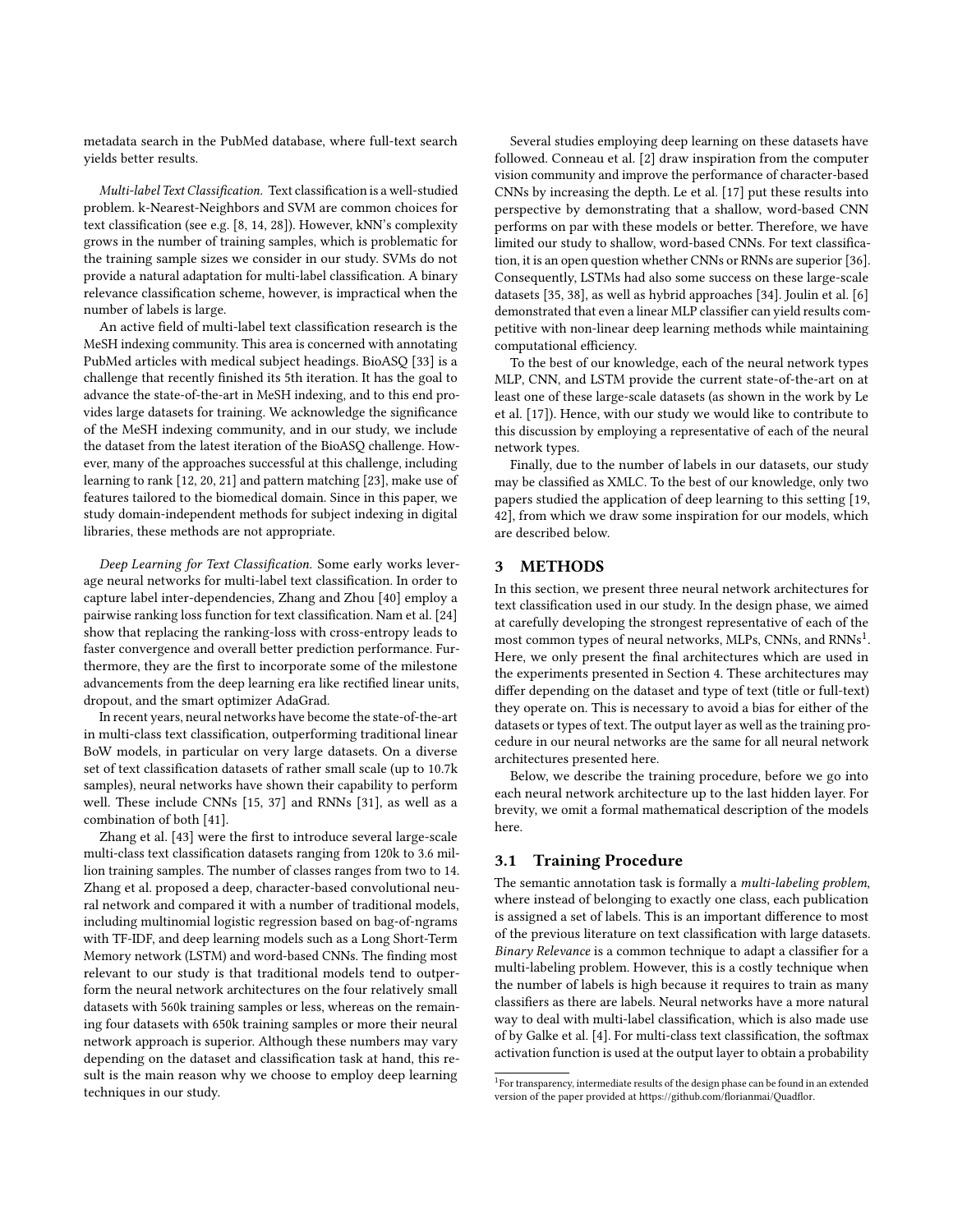metadata search in the PubMed database, where full-text search yields better results.

*Multi-label Text Classification.* Text classification is a well-studied problem. k-Nearest-Neighbors and SVM are common choices for text classification (see e.g. [8, 14, 28]). However, kNN's complexity grows in the number of training samples, which is problematic for the training sample sizes we consider in our study. SVMs do not provide a natural adaptation for multi-label classification. A binary relevance classification scheme, however, is impractical when the number of labels is large.

An active field of multi-label text classification research is the MeSH indexing community. This area is concerned with annotating PubMed articles with medical subject headings. BioASQ [33] is a challenge that recently finished its 5th iteration. It has the goal to advance the state-of-the-art in MeSH indexing, and to this end provides large datasets for training. We acknowledge the significance of the MeSH indexing community, and in our study, we include the dataset from the latest iteration of the BioASQ challenge. However, many of the approaches successful at this challenge, including learning to rank [12, 20, 21] and pattern matching [23], make use of features tailored to the biomedical domain. Since in this paper, we study domain-independent methods for subject indexing in digital libraries, these methods are not appropriate.

*Deep Learning for Text Classification.* Some early works leverage neural networks for multi-label text classification. In order to capture label inter-dependencies, Zhang and Zhou [40] employ a pairwise ranking loss function for text classification. Nam et al. [24] show that replacing the ranking-loss with cross-entropy leads to faster convergence and overall better prediction performance. Furthermore, they are the first to incorporate some of the milestone advancements from the deep learning era like rectified linear units, dropout, and the smart optimizer AdaGrad.

In recent years, neural networks have become the state-of-the-art in multi-class text classification, outperforming traditional linear BoW models, in particular on very large datasets. On a diverse set of text classification datasets of rather small scale (up to 10.7k samples), neural networks have shown their capability to perform well. These include CNNs [15, 37] and RNNs [31], as well as a combination of both [41].

Zhang et al. [43] were the first to introduce several large-scale multi-class text classification datasets ranging from 120k to 3.6 million training samples. The number of classes ranges from two to 14. Zhang et al. proposed a deep, character-based convolutional neural network and compared it with a number of traditional models, including multinomial logistic regression based on bag-of-ngrams with TF-IDF, and deep learning models such as a Long Short-Term Memory network (LSTM) and word-based CNNs. The finding most relevant to our study is that traditional models tend to outperform the neural network architectures on the four relatively small datasets with 560k training samples or less, whereas on the remaining four datasets with 650k training samples or more their neural network approach is superior. Although these numbers may vary depending on the dataset and classification task at hand, this result is the main reason why we choose to employ deep learning techniques in our study.

Several studies employing deep learning on these datasets have followed. Conneau et al. [2] draw inspiration from the computer vision community and improve the performance of character-based CNNs by increasing the depth. Le et al. [17] put these results into perspective by demonstrating that a shallow, word-based CNN performs on par with these models or better. Therefore, we have limited our study to shallow, word-based CNNs. For text classification, it is an open question whether CNNs or RNNs are superior [36]. Consequently, LSTMs had also some success on these large-scale datasets [35, 38], as well as hybrid approaches [34]. Joulin et al. [6] demonstrated that even a linear MLP classifier can yield results competitive with non-linear deep learning methods while maintaining computational efficiency.

To the best of our knowledge, each of the neural network types MLP, CNN, and LSTM provide the current state-of-the-art on at least one of these large-scale datasets (as shown in the work by Le et al. [17]). Hence, with our study we would like to contribute to this discussion by employing a representative of each of the neural network types.

Finally, due to the number of labels in our datasets, our study may be classified as XMLC. To the best of our knowledge, only two papers studied the application of deep learning to this setting [19, 42], from which we draw some inspiration for our models, which are described below.

## 3 METHODS

In this section, we present three neural network architectures for text classification used in our study. In the design phase, we aimed at carefully developing the strongest representative of each of the most common types of neural networks, MLPs, CNNs, and RNNs[1]. Here, we only present the final architectures which are used in the experiments presented in Section 4. These architectures may differ depending on the dataset and type of text (title or full-text) they operate on. This is necessary to avoid a bias for either of the datasets or types of text. The output layer as well as the training procedure in our neural networks are the same for all neural network architectures presented here.

Below, we describe the training procedure, before we go into each neural network architecture up to the last hidden layer. For brevity, we omit a formal mathematical description of the models here.

### 3.1 Training Procedure

The semantic annotation task is formally a *multi-labeling problem*, where instead of belonging to exactly one class, each publication is assigned a set of labels. This is an important difference to most of the previous literature on text classification with large datasets. *Binary Relevance* is a common technique to adapt a classifier for a multi-labeling problem. However, this is a costly technique when the number of labels is high because it requires to train as many classifiers as there are labels. Neural networks have a more natural way to deal with multi-label classification, which is also made use of by Galke et al. [4]. For multi-class text classification, the softmax activation function is used at the output layer to obtain a probability

[1] For transparency, intermediate results of the design phase can be found in an extended version of the paper provided at https://github.com/florianmai/Quadflor.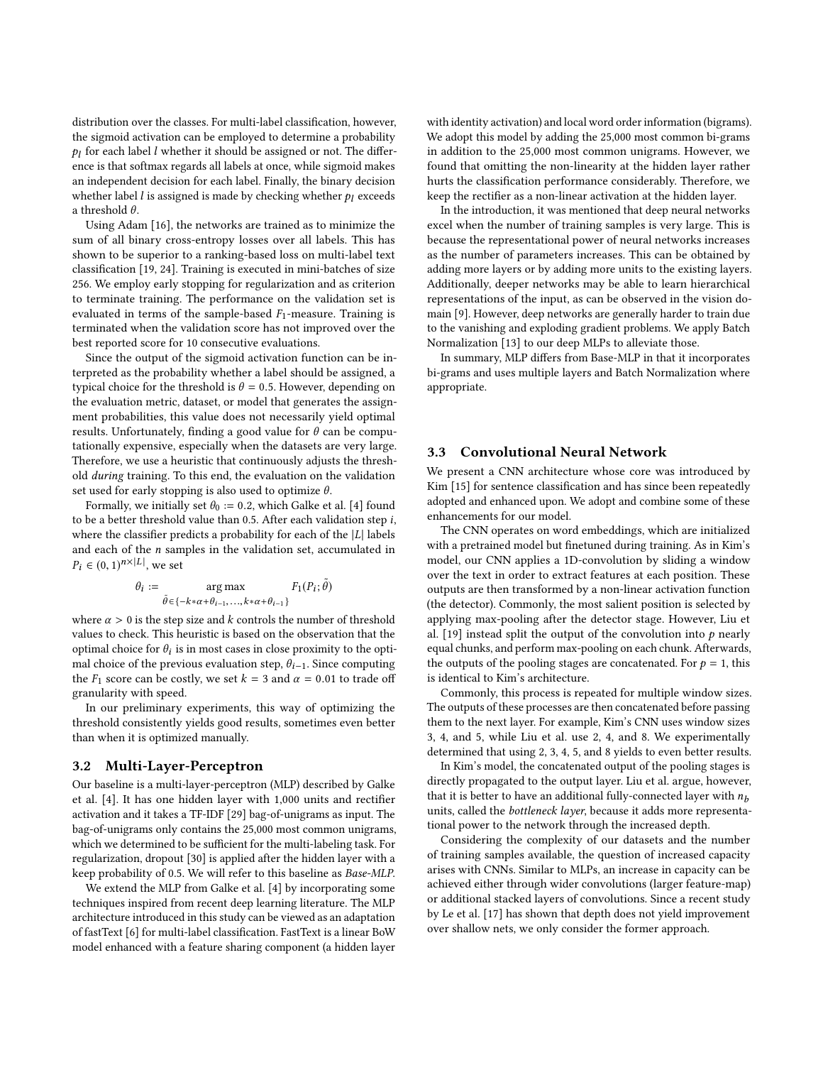distribution over the classes. For multi-label classification, however, the sigmoid activation can be employed to determine a probability $p_l$ for each label $l$ whether it should be assigned or not. The difference is that softmax regards all labels at once, while sigmoid makes an independent decision for each label. Finally, the binary decision whether label $l$ is assigned is made by checking whether $p_l$ exceeds a threshold $\theta$.

Using Adam [16], the networks are trained as to minimize the sum of all binary cross-entropy losses over all labels. This has shown to be superior to a ranking-based loss on multi-label text classification [19, 24]. Training is executed in mini-batches of size 256. We employ early stopping for regularization and as criterion to terminate training. The performance on the validation set is evaluated in terms of the sample-based $F_1$-measure. Training is terminated when the validation score has not improved over the best reported score for 10 consecutive evaluations.

Since the output of the sigmoid activation function can be interpreted as the probability whether a label should be assigned, a typical choice for the threshold is $\theta = 0.5$. However, depending on the evaluation metric, dataset, or model that generates the assignment probabilities, this value does not necessarily yield optimal results. Unfortunately, finding a good value for $\theta$ can be computationally expensive, especially when the datasets are very large. Therefore, we use a heuristic that continuously adjusts the threshold *during* training. To this end, the evaluation on the validation set used for early stopping is also used to optimize $\theta$.

Formally, we initially set $\theta_0 := 0.2$, which Galke et al. [4] found to be a better threshold value than 0.5. After each validation step $i$, where the classifier predicts a probability for each of the $|L|$ labels and each of the $n$ samples in the validation set, accumulated in $P_i \in (0,1)^{n \times |L|}$, we set

$$\theta_i := \underset{\tilde{\theta} \in \{-k*\alpha+\theta_{i-1},\ldots,k*\alpha+\theta_{i-1}\}}{\arg\max} F_1(P_i; \tilde{\theta})$$

where $\alpha > 0$ is the step size and $k$ controls the number of threshold values to check. This heuristic is based on the observation that the optimal choice for $\theta_i$ is in most cases in close proximity to the optimal choice of the previous evaluation step, $\theta_{i-1}$. Since computing the $F_1$ score can be costly, we set $k = 3$ and $\alpha = 0.01$ to trade off granularity with speed.

In our preliminary experiments, this way of optimizing the threshold consistently yields good results, sometimes even better than when it is optimized manually.

### 3.2 Multi-Layer-Perceptron

Our baseline is a multi-layer-perceptron (MLP) described by Galke et al. [4]. It has one hidden layer with 1,000 units and rectifier activation and it takes a TF-IDF [29] bag-of-unigrams as input. The bag-of-unigrams only contains the 25,000 most common unigrams, which we determined to be sufficient for the multi-labeling task. For regularization, dropout [30] is applied after the hidden layer with a keep probability of 0.5. We will refer to this baseline as *Base-MLP*.

We extend the MLP from Galke et al. [4] by incorporating some techniques inspired from recent deep learning literature. The MLP architecture introduced in this study can be viewed as an adaptation of fastText [6] for multi-label classification. FastText is a linear BoW model enhanced with a feature sharing component (a hidden layer with identity activation) and local word order information (bigrams). We adopt this model by adding the 25,000 most common bi-grams in addition to the 25,000 most common unigrams. However, we found that omitting the non-linearity at the hidden layer rather hurts the classification performance considerably. Therefore, we keep the rectifier as a non-linear activation at the hidden layer.

In the introduction, it was mentioned that deep neural networks excel when the number of training samples is very large. This is because the representational power of neural networks increases as the number of parameters increases. This can be obtained by adding more layers or by adding more units to the existing layers. Additionally, deeper networks may be able to learn hierarchical representations of the input, as can be observed in the vision domain [9]. However, deep networks are generally harder to train due to the vanishing and exploding gradient problems. We apply Batch Normalization [13] to our deep MLPs to alleviate those.

In summary, MLP differs from Base-MLP in that it incorporates bi-grams and uses multiple layers and Batch Normalization where appropriate.

### 3.3 Convolutional Neural Network

We present a CNN architecture whose core was introduced by Kim [15] for sentence classification and has since been repeatedly adopted and enhanced upon. We adopt and combine some of these enhancements for our model.

The CNN operates on word embeddings, which are initialized with a pretrained model but finetuned during training. As in Kim's model, our CNN applies a 1D-convolution by sliding a window over the text in order to extract features at each position. These outputs are then transformed by a non-linear activation function (the detector). Commonly, the most salient position is selected by applying max-pooling after the detector stage. However, Liu et al. [19] instead split the output of the convolution into $p$ nearly equal chunks, and perform max-pooling on each chunk. Afterwards, the outputs of the pooling stages are concatenated. For $p = 1$, this is identical to Kim's architecture.

Commonly, this process is repeated for multiple window sizes. The outputs of these processes are then concatenated before passing them to the next layer. For example, Kim's CNN uses window sizes 3, 4, and 5, while Liu et al. use 2, 4, and 8. We experimentally determined that using 2, 3, 4, 5, and 8 yields to even better results.

In Kim's model, the concatenated output of the pooling stages is directly propagated to the output layer. Liu et al. argue, however, that it is better to have an additional fully-connected layer with $n_b$ units, called the *bottleneck layer*, because it adds more representational power to the network through the increased depth.

Considering the complexity of our datasets and the number of training samples available, the question of increased capacity arises with CNNs. Similar to MLPs, an increase in capacity can be achieved either through wider convolutions (larger feature-map) or additional stacked layers of convolutions. Since a recent study by Le et al. [17] has shown that depth does not yield improvement over shallow nets, we only consider the former approach.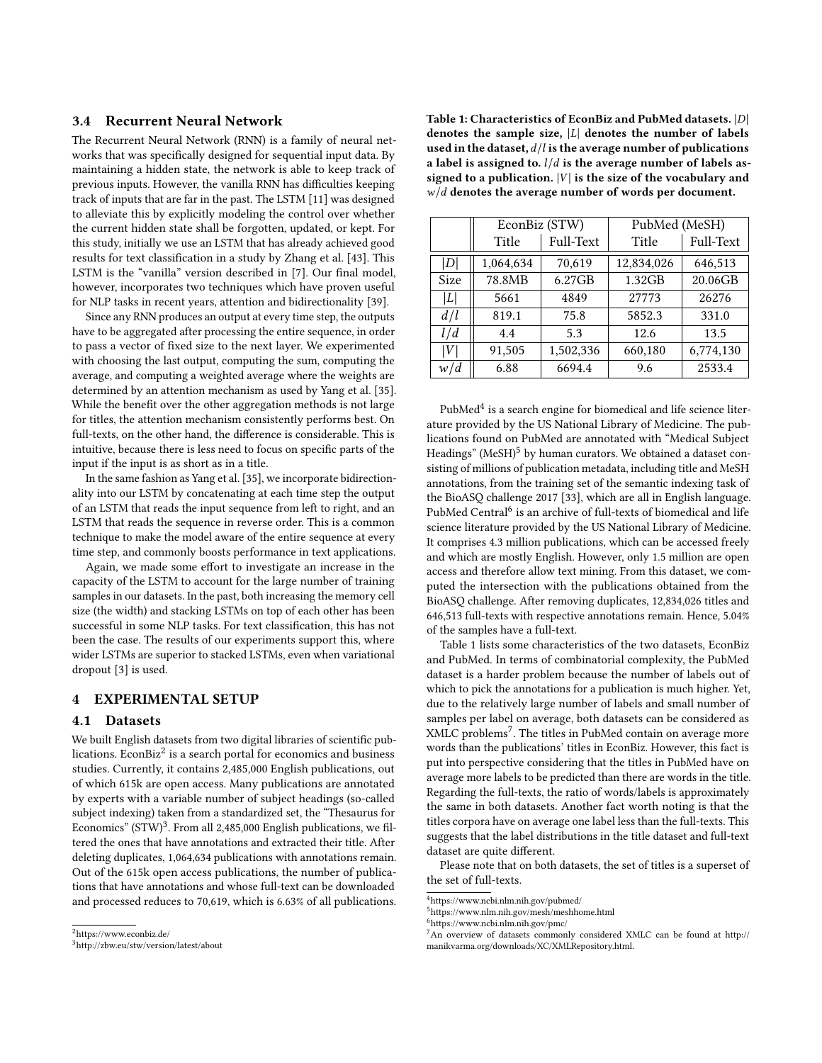### 3.4 Recurrent Neural Network

The Recurrent Neural Network (RNN) is a family of neural networks that was specifically designed for sequential input data. By maintaining a hidden state, the network is able to keep track of previous inputs. However, the vanilla RNN has difficulties keeping track of inputs that are far in the past. The LSTM [11] was designed to alleviate this by explicitly modeling the control over whether the current hidden state shall be forgotten, updated, or kept. For this study, initially we use an LSTM that has already achieved good results for text classification in a study by Zhang et al. [43]. This LSTM is the "vanilla" version described in [7]. Our final model, however, incorporates two techniques which have proven useful for NLP tasks in recent years, attention and bidirectionality [39].

Since any RNN produces an output at every time step, the outputs have to be aggregated after processing the entire sequence, in order to pass a vector of fixed size to the next layer. We experimented with choosing the last output, computing the sum, computing the average, and computing a weighted average where the weights are determined by an attention mechanism as used by Yang et al. [35]. While the benefit over the other aggregation methods is not large for titles, the attention mechanism consistently performs best. On full-texts, on the other hand, the difference is considerable. This is intuitive, because there is less need to focus on specific parts of the input if the input is as short as in a title.

In the same fashion as Yang et al. [35], we incorporate bidirectionality into our LSTM by concatenating at each time step the output of an LSTM that reads the input sequence from left to right, and an LSTM that reads the sequence in reverse order. This is a common technique to make the model aware of the entire sequence at every time step, and commonly boosts performance in text applications.

Again, we made some effort to investigate an increase in the capacity of the LSTM to account for the large number of training samples in our datasets. In the past, both increasing the memory cell size (the width) and stacking LSTMs on top of each other has been successful in some NLP tasks. For text classification, this has not been the case. The results of our experiments support this, where wider LSTMs are superior to stacked LSTMs, even when variational dropout [3] is used.

## 4 EXPERIMENTAL SETUP

### 4.1 Datasets

We built English datasets from two digital libraries of scientific publications. EconBiz[2] is a search portal for economics and business studies. Currently, it contains 2,485,000 English publications, out of which 615k are open access. Many publications are annotated by experts with a variable number of subject headings (so-called subject indexing) taken from a standardized set, the "Thesaurus for Economics" (STW)[3]. From all 2,485,000 English publications, we filtered the ones that have annotations and extracted their title. After deleting duplicates, 1,064,634 publications with annotations remain. Out of the 615k open access publications, the number of publications that have annotations and whose full-text can be downloaded and processed reduces to 70,619, which is 6.63% of all publications.

[2] https://www.econbiz.de/

[3] http://zbw.eu/stw/version/latest/about

**Table 1: Characteristics of EconBiz and PubMed datasets. $|D|$ denotes the sample size, $|L|$ denotes the number of labels used in the dataset, $d/l$ is the average number of publications a label is assigned to. $l/d$ is the average number of labels assigned to a publication. $|V|$ is the size of the vocabulary and $w/d$ denotes the average number of words per document.**

| | EconBiz (STW) | | PubMed (MeSH) | |
|---|---|---|---|---|
| | Title | Full-Text | Title | Full-Text |
| $\lvert D\rvert$ | 1,064,634 | 70,619 | 12,834,026 | 646,513 |
| Size | 78.8MB | 6.27GB | 1.32GB | 20.06GB |
| $\lvert L\rvert$ | 5661 | 4849 | 27773 | 26276 |
| $d/l$ | 819.1 | 75.8 | 5852.3 | 331.0 |
| $l/d$ | 4.4 | 5.3 | 12.6 | 13.5 |
| $\lvert V\rvert$ | 91,505 | 1,502,336 | 660,180 | 6,774,130 |
| $w/d$ | 6.88 | 6694.4 | 9.6 | 2533.4 |

PubMed[4] is a search engine for biomedical and life science literature provided by the US National Library of Medicine. The publications found on PubMed are annotated with "Medical Subject Headings" (MeSH)[5] by human curators. We obtained a dataset consisting of millions of publication metadata, including title and MeSH annotations, from the training set of the semantic indexing task of the BioASQ challenge 2017 [33], which are all in English language. PubMed Central[6] is an archive of full-texts of biomedical and life science literature provided by the US National Library of Medicine. It comprises 4.3 million publications, which can be accessed freely and which are mostly English. However, only 1.5 million are open access and therefore allow text mining. From this dataset, we computed the intersection with the publications obtained from the BioASQ challenge. After removing duplicates, 12,834,026 titles and 646,513 full-texts with respective annotations remain. Hence, 5.04% of the samples have a full-text.

Table 1 lists some characteristics of the two datasets, EconBiz and PubMed. In terms of combinatorial complexity, the PubMed dataset is a harder problem because the number of labels out of which to pick the annotations for a publication is much higher. Yet, due to the relatively large number of labels and small number of samples per label on average, both datasets can be considered as XMLC problems[7]. The titles in PubMed contain on average more words than the publications' titles in EconBiz. However, this fact is put into perspective considering that the titles in PubMed have on average more labels to be predicted than there are words in the title. Regarding the full-texts, the ratio of words/labels is approximately the same in both datasets. Another fact worth noting is that the titles corpora have on average one label less than the full-texts. This suggests that the label distributions in the title dataset and full-text dataset are quite different.

Please note that on both datasets, the set of titles is a superset of the set of full-texts.

[4] https://www.ncbi.nlm.nih.gov/pubmed/

[5] https://www.nlm.nih.gov/mesh/meshhome.html

[6] https://www.ncbi.nlm.nih.gov/pmc/

[7] An overview of datasets commonly considered XMLC can be found at http://manikvarma.org/downloads/XC/XMLRepository.html.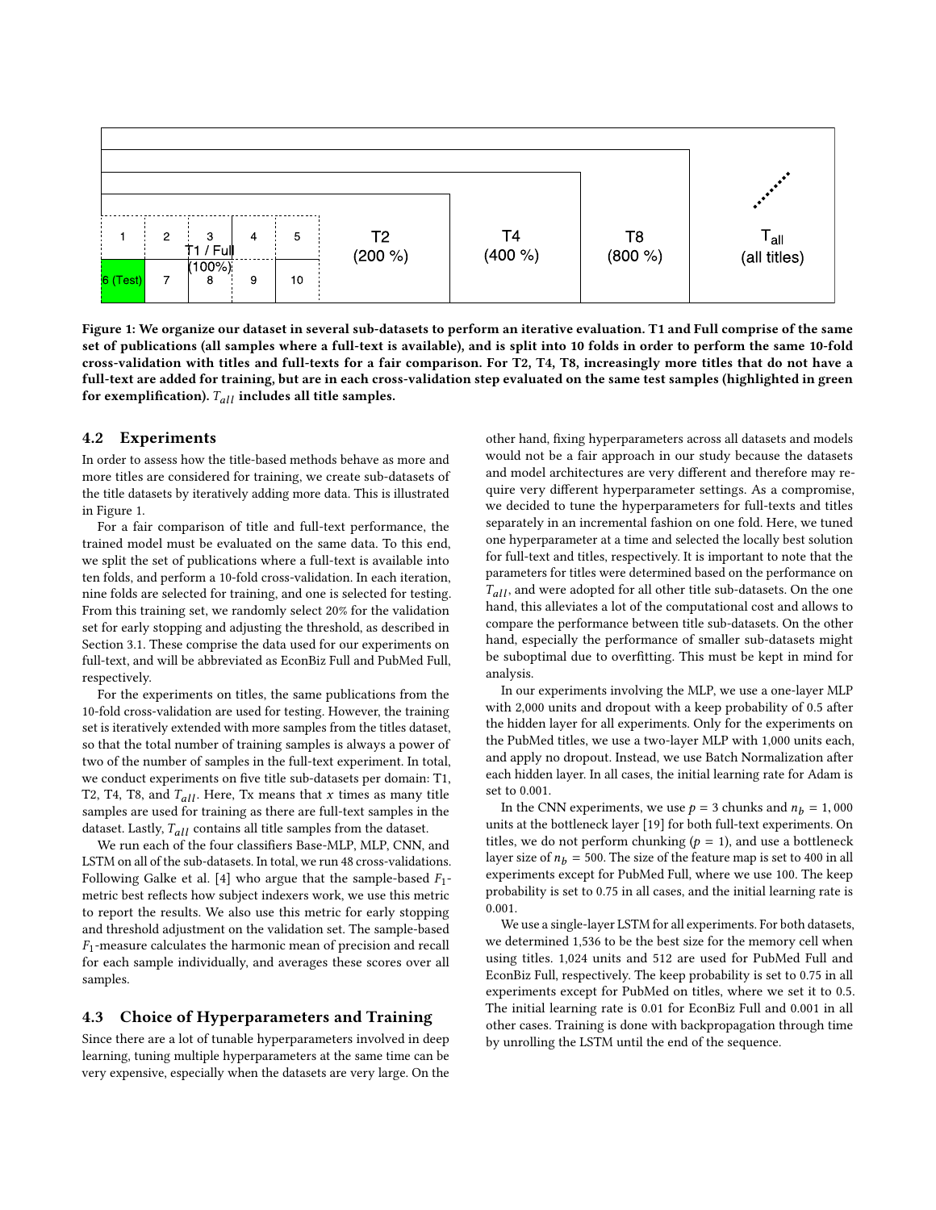Figure 1: We organize our dataset in several sub-datasets to perform an iterative evaluation. T1 and Full comprise of the same set of publications (all samples where a full-text is available), and is split into 10 folds in order to perform the same 10-fold cross-validation with titles and full-texts for a fair comparison. For T2, T4, T8, increasingly more titles that do not have a full-text are added for training, but are in each cross-validation step evaluated on the same test samples (highlighted in green for exemplification). $T_{all}$ includes all title samples.

### 4.2 Experiments

In order to assess how the title-based methods behave as more and more titles are considered for training, we create sub-datasets of the title datasets by iteratively adding more data. This is illustrated in Figure 1.

For a fair comparison of title and full-text performance, the trained model must be evaluated on the same data. To this end, we split the set of publications where a full-text is available into ten folds, and perform a 10-fold cross-validation. In each iteration, nine folds are selected for training, and one is selected for testing. From this training set, we randomly select 20% for the validation set for early stopping and adjusting the threshold, as described in Section 3.1. These comprise the data used for our experiments on full-text, and will be abbreviated as EconBiz Full and PubMed Full, respectively.

For the experiments on titles, the same publications from the 10-fold cross-validation are used for testing. However, the training set is iteratively extended with more samples from the titles dataset, so that the total number of training samples is always a power of two of the number of samples in the full-text experiment. In total, we conduct experiments on five title sub-datasets per domain: T1, T2, T4, T8, and $T_{all}$. Here, Tx means that $x$ times as many title samples are used for training as there are full-text samples in the dataset. Lastly, $T_{all}$ contains all title samples from the dataset.

We run each of the four classifiers Base-MLP, MLP, CNN, and LSTM on all of the sub-datasets. In total, we run 48 cross-validations. Following Galke et al. [4] who argue that the sample-based $F_1$-metric best reflects how subject indexers work, we use this metric to report the results. We also use this metric for early stopping and threshold adjustment on the validation set. The sample-based $F_1$-measure calculates the harmonic mean of precision and recall for each sample individually, and averages these scores over all samples.

### 4.3 Choice of Hyperparameters and Training

Since there are a lot of tunable hyperparameters involved in deep learning, tuning multiple hyperparameters at the same time can be very expensive, especially when the datasets are very large. On the other hand, fixing hyperparameters across all datasets and models would not be a fair approach in our study because the datasets and model architectures are very different and therefore may require very different hyperparameter settings. As a compromise, we decided to tune the hyperparameters for full-texts and titles separately in an incremental fashion on one fold. Here, we tuned one hyperparameter at a time and selected the locally best solution for full-text and titles, respectively. It is important to note that the parameters for titles were determined based on the performance on $T_{all}$, and were adopted for all other title sub-datasets. On the one hand, this alleviates a lot of the computational cost and allows to compare the performance between title sub-datasets. On the other hand, especially the performance of smaller sub-datasets might be suboptimal due to overfitting. This must be kept in mind for analysis.

In our experiments involving the MLP, we use a one-layer MLP with 2,000 units and dropout with a keep probability of 0.5 after the hidden layer for all experiments. Only for the experiments on the PubMed titles, we use a two-layer MLP with 1,000 units each, and apply no dropout. Instead, we use Batch Normalization after each hidden layer. In all cases, the initial learning rate for Adam is set to 0.001.

In the CNN experiments, we use $p = 3$ chunks and $n_b = 1,000$ units at the bottleneck layer [19] for both full-text experiments. On titles, we do not perform chunking ($p = 1$), and use a bottleneck layer size of $n_b = 500$. The size of the feature map is set to 400 in all experiments except for PubMed Full, where we use 100. The keep probability is set to 0.75 in all cases, and the initial learning rate is 0.001.

We use a single-layer LSTM for all experiments. For both datasets, we determined 1,536 to be the best size for the memory cell when using titles. 1,024 units and 512 are used for PubMed Full and EconBiz Full, respectively. The keep probability is set to 0.75 in all experiments except for PubMed on titles, where we set it to 0.5. The initial learning rate is 0.01 for EconBiz Full and 0.001 in all other cases. Training is done with backpropagation through time by unrolling the LSTM until the end of the sequence.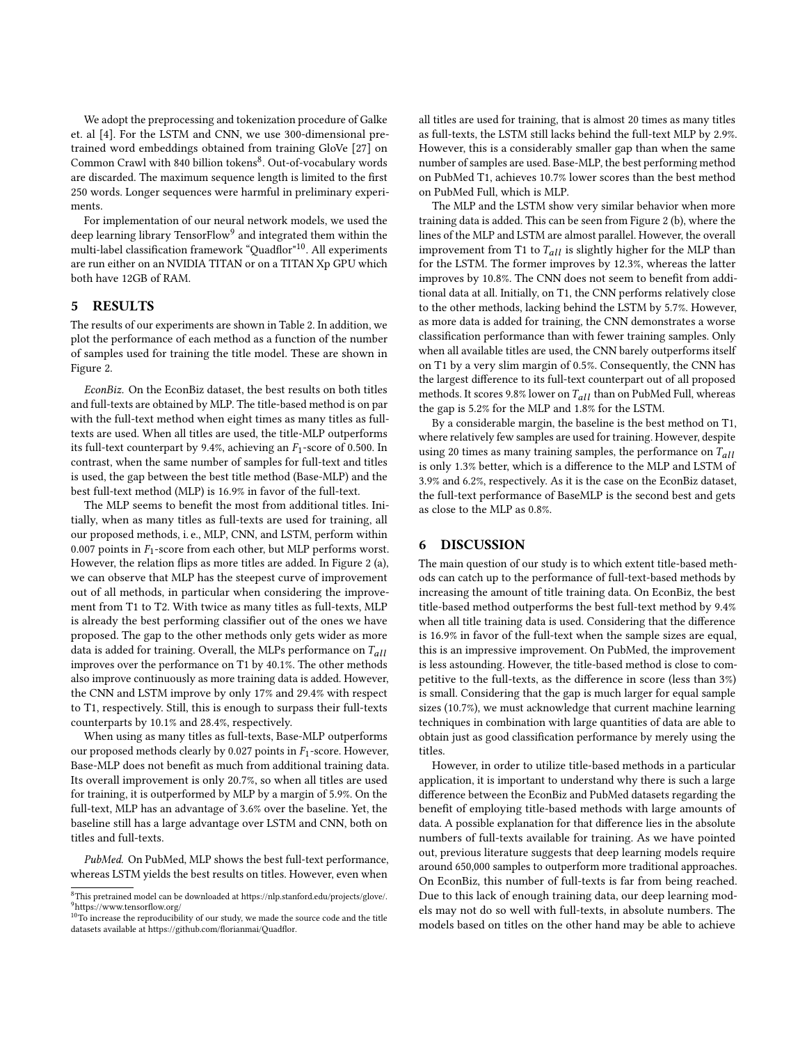We adopt the preprocessing and tokenization procedure of Galke et. al [4]. For the LSTM and CNN, we use 300-dimensional pre-trained word embeddings obtained from training GloVe [27] on Common Crawl with 840 billion tokens[8]. Out-of-vocabulary words are discarded. The maximum sequence length is limited to the first 250 words. Longer sequences were harmful in preliminary experiments.

For implementation of our neural network models, we used the deep learning library TensorFlow[9] and integrated them within the multi-label classification framework "Quadflor"[10]. All experiments are run either on an NVIDIA TITAN or on a TITAN Xp GPU which both have 12GB of RAM.

## 5 RESULTS

The results of our experiments are shown in Table 2. In addition, we plot the performance of each method as a function of the number of samples used for training the title model. These are shown in Figure 2.

*EconBiz.* On the EconBiz dataset, the best results on both titles and full-texts are obtained by MLP. The title-based method is on par with the full-text method when eight times as many titles as full-texts are used. When all titles are used, the title-MLP outperforms its full-text counterpart by 9.4%, achieving an $F_1$-score of 0.500. In contrast, when the same number of samples for full-text and titles is used, the gap between the best title method (Base-MLP) and the best full-text method (MLP) is 16.9% in favor of the full-text.

The MLP seems to benefit the most from additional titles. Initially, when as many titles as full-texts are used for training, all our proposed methods, i. e., MLP, CNN, and LSTM, perform within 0.007 points in $F_1$-score from each other, but MLP performs worst. However, the relation flips as more titles are added. In Figure 2 (a), we can observe that MLP has the steepest curve of improvement out of all methods, in particular when considering the improvement from T1 to T2. With twice as many titles as full-texts, MLP is already the best performing classifier out of the ones we have proposed. The gap to the other methods only gets wider as more data is added for training. Overall, the MLPs performance on $T_{all}$ improves over the performance on T1 by 40.1%. The other methods also improve continuously as more training data is added. However, the CNN and LSTM improve by only 17% and 29.4% with respect to T1, respectively. Still, this is enough to surpass their full-texts counterparts by 10.1% and 28.4%, respectively.

When using as many titles as full-texts, Base-MLP outperforms our proposed methods clearly by 0.027 points in $F_1$-score. However, Base-MLP does not benefit as much from additional training data. Its overall improvement is only 20.7%, so when all titles are used for training, it is outperformed by MLP by a margin of 5.9%. On the full-text, MLP has an advantage of 3.6% over the baseline. Yet, the baseline still has a large advantage over LSTM and CNN, both on titles and full-texts.

*PubMed.* On PubMed, MLP shows the best full-text performance, whereas LSTM yields the best results on titles. However, even when all titles are used for training, that is almost 20 times as many titles as full-texts, the LSTM still lacks behind the full-text MLP by 2.9%. However, this is a considerably smaller gap than when the same number of samples are used. Base-MLP, the best performing method on PubMed T1, achieves 10.7% lower scores than the best method on PubMed Full, which is MLP.

The MLP and the LSTM show very similar behavior when more training data is added. This can be seen from Figure 2 (b), where the lines of the MLP and LSTM are almost parallel. However, the overall improvement from T1 to $T_{all}$ is slightly higher for the MLP than for the LSTM. The former improves by 12.3%, whereas the latter improves by 10.8%. The CNN does not seem to benefit from additional data at all. Initially, on T1, the CNN performs relatively close to the other methods, lacking behind the LSTM by 5.7%. However, as more data is added for training, the CNN demonstrates a worse classification performance than with fewer training samples. Only when all available titles are used, the CNN barely outperforms itself on T1 by a very slim margin of 0.5%. Consequently, the CNN has the largest difference to its full-text counterpart out of all proposed methods. It scores 9.8% lower on $T_{all}$ than on PubMed Full, whereas the gap is 5.2% for the MLP and 1.8% for the LSTM.

By a considerable margin, the baseline is the best method on T1, where relatively few samples are used for training. However, despite using 20 times as many training samples, the performance on $T_{all}$ is only 1.3% better, which is a difference to the MLP and LSTM of 3.9% and 6.2%, respectively. As it is the case on the EconBiz dataset, the full-text performance of BaseMLP is the second best and gets as close to the MLP as 0.8%.

## 6 DISCUSSION

The main question of our study is to which extent title-based methods can catch up to the performance of full-text-based methods by increasing the amount of title training data. On EconBiz, the best title-based method outperforms the best full-text method by 9.4% when all title training data is used. Considering that the difference is 16.9% in favor of the full-text when the sample sizes are equal, this is an impressive improvement. On PubMed, the improvement is less astounding. However, the title-based method is close to competitive to the full-texts, as the difference in score (less than 3%) is small. Considering that the gap is much larger for equal sample sizes (10.7%), we must acknowledge that current machine learning techniques in combination with large quantities of data are able to obtain just as good classification performance by merely using the titles.

However, in order to utilize title-based methods in a particular application, it is important to understand why there is such a large difference between the EconBiz and PubMed datasets regarding the benefit of employing title-based methods with large amounts of data. A possible explanation for that difference lies in the absolute numbers of full-texts available for training. As we have pointed out, previous literature suggests that deep learning models require around 650,000 samples to outperform more traditional approaches. On EconBiz, this number of full-texts is far from being reached. Due to this lack of enough training data, our deep learning models may not do so well with full-texts, in absolute numbers. The models based on titles on the other hand may be able to achieve

---

[8] This pretrained model can be downloaded at https://nlp.stanford.edu/projects/glove/.

[9] https://www.tensorflow.org/

[10] To increase the reproducibility of our study, we made the source code and the title datasets available at https://github.com/florianmai/Quadflor.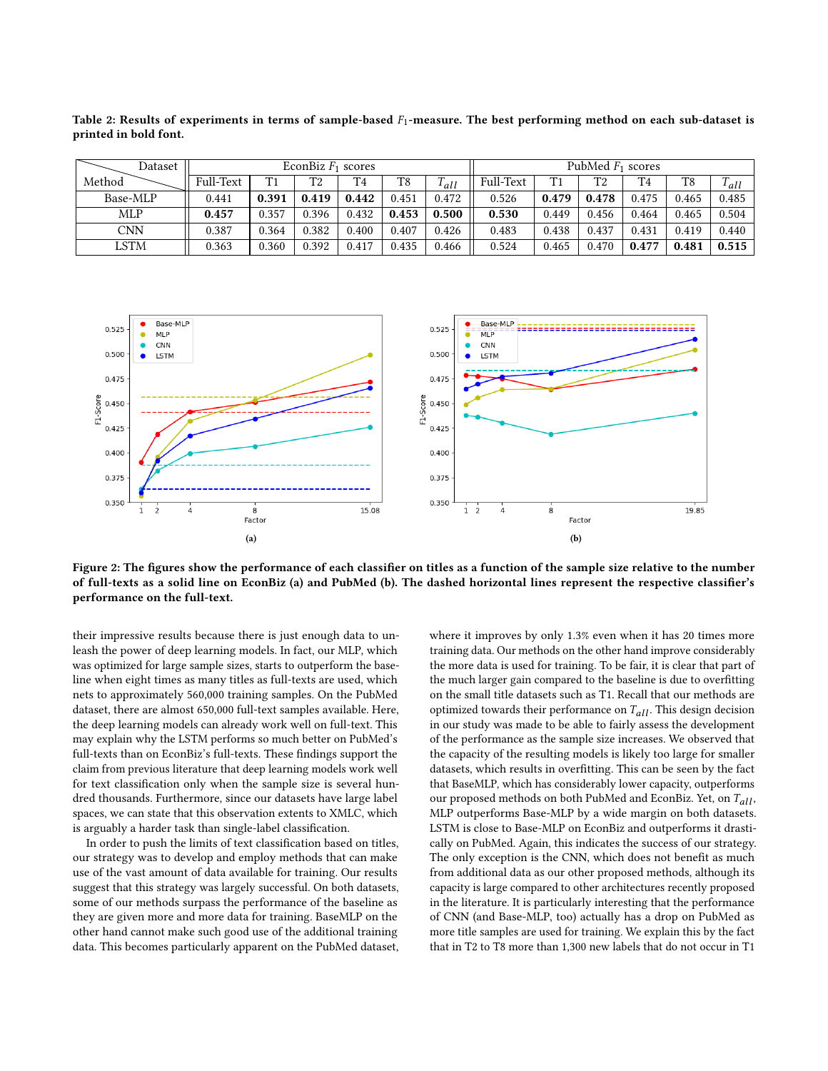**Table 2: Results of experiments in terms of sample-based $F_1$-measure. The best performing method on each sub-dataset is printed in bold font.**

| Method \ Dataset | EconBiz $F_1$ scores | | | | | | PubMed $F_1$ scores | | | | | |
|---|---|---|---|---|---|---|---|---|---|---|---|---|
| | Full-Text | T1 | T2 | T4 | T8 | $T_{all}$ | Full-Text | T1 | T2 | T4 | T8 | $T_{all}$ |
| Base-MLP | 0.441 | **0.391** | **0.419** | **0.442** | 0.451 | 0.472 | 0.526 | **0.479** | **0.478** | 0.475 | 0.465 | 0.485 |
| MLP | **0.457** | 0.357 | 0.396 | 0.432 | **0.453** | **0.500** | **0.530** | 0.449 | 0.456 | 0.464 | 0.465 | 0.504 |
| CNN | 0.387 | 0.364 | 0.382 | 0.400 | 0.407 | 0.426 | 0.483 | 0.438 | 0.437 | 0.431 | 0.419 | 0.440 |
| LSTM | 0.363 | 0.360 | 0.392 | 0.417 | 0.435 | 0.466 | 0.524 | 0.465 | 0.470 | **0.477** | **0.481** | **0.515** |

**Figure 2: The figures show the performance of each classifier on titles as a function of the sample size relative to the number of full-texts as a solid line on EconBiz (a) and PubMed (b). The dashed horizontal lines represent the respective classifier's performance on the full-text.**

their impressive results because there is just enough data to unleash the power of deep learning models. In fact, our MLP, which was optimized for large sample sizes, starts to outperform the baseline when eight times as many titles as full-texts are used, which nets to approximately 560,000 training samples. On the PubMed dataset, there are almost 650,000 full-text samples available. Here, the deep learning models can already work well on full-text. This may explain why the LSTM performs so much better on PubMed's full-texts than on EconBiz's full-texts. These findings support the claim from previous literature that deep learning models work well for text classification only when the sample size is several hundred thousands. Furthermore, since our datasets have large label spaces, we can state that this observation extends to XMLC, which is arguably a harder task than single-label classification.

In order to push the limits of text classification based on titles, our strategy was to develop and employ methods that can make use of the vast amount of data available for training. Our results suggest that this strategy was largely successful. On both datasets, some of our methods surpass the performance of the baseline as they are given more and more data for training. BaseMLP on the other hand cannot make such good use of the additional training data. This becomes particularly apparent on the PubMed dataset, where it improves by only 1.3% even when it has 20 times more training data. Our methods on the other hand improve considerably the more data is used for training. To be fair, it is clear that part of the much larger gain compared to the baseline is due to overfitting on the small title datasets such as T1. Recall that our methods are optimized towards their performance on $T_{all}$. This design decision in our study was made to be able to fairly assess the development of the performance as the sample size increases. We observed that the capacity of the resulting models is likely too large for smaller datasets, which results in overfitting. This can be seen by the fact that BaseMLP, which has considerably lower capacity, outperforms our proposed methods on both PubMed and EconBiz. Yet, on $T_{all}$, MLP outperforms Base-MLP by a wide margin on both datasets. LSTM is close to Base-MLP on EconBiz and outperforms it drastically on PubMed. Again, this indicates the success of our strategy. The only exception is the CNN, which does not benefit as much from additional data as our other proposed methods, although its capacity is large compared to other architectures recently proposed in the literature. It is particularly interesting that the performance of CNN (and Base-MLP, too) actually has a drop on PubMed as more title samples are used for training. We explain this by the fact that in T2 to T8 more than 1,300 new labels that do not occur in T1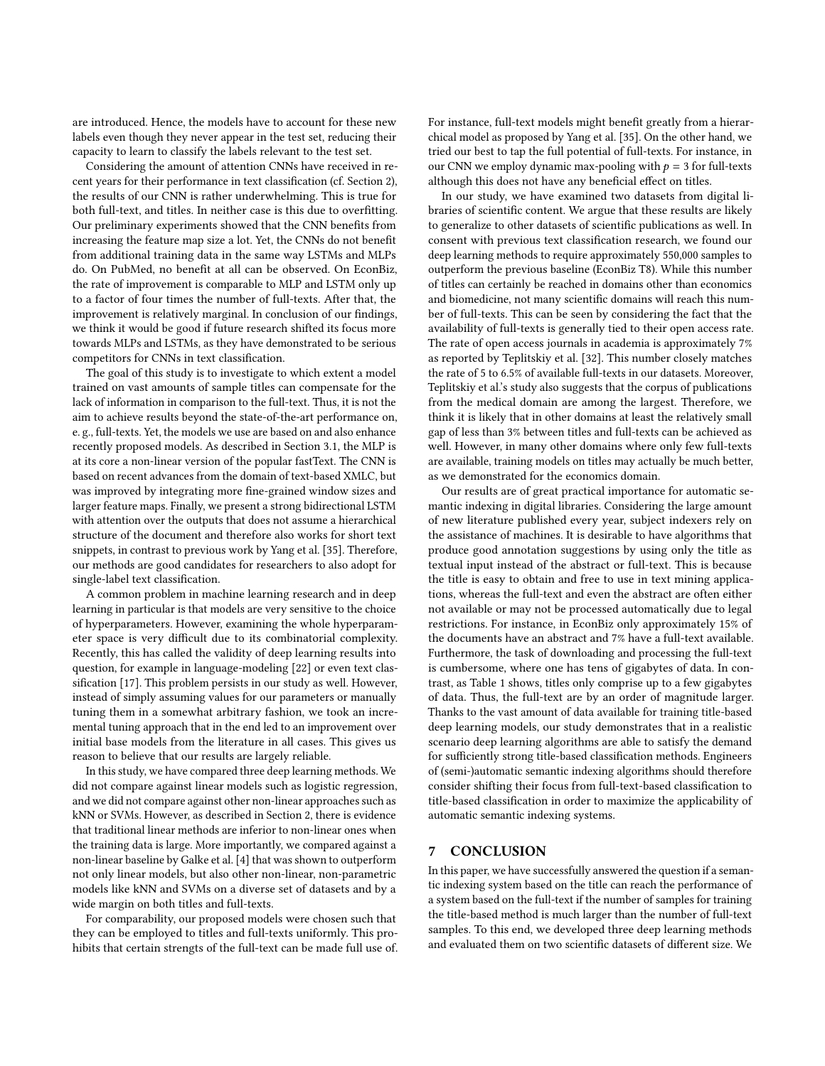are introduced. Hence, the models have to account for these new labels even though they never appear in the test set, reducing their capacity to learn to classify the labels relevant to the test set.

Considering the amount of attention CNNs have received in recent years for their performance in text classification (cf. Section 2), the results of our CNN is rather underwhelming. This is true for both full-text, and titles. In neither case is this due to overfitting. Our preliminary experiments showed that the CNN benefits from increasing the feature map size a lot. Yet, the CNNs do not benefit from additional training data in the same way LSTMs and MLPs do. On PubMed, no benefit at all can be observed. On EconBiz, the rate of improvement is comparable to MLP and LSTM only up to a factor of four times the number of full-texts. After that, the improvement is relatively marginal. In conclusion of our findings, we think it would be good if future research shifted its focus more towards MLPs and LSTMs, as they have demonstrated to be serious competitors for CNNs in text classification.

The goal of this study is to investigate to which extent a model trained on vast amounts of sample titles can compensate for the lack of information in comparison to the full-text. Thus, it is not the aim to achieve results beyond the state-of-the-art performance on, e. g., full-texts. Yet, the models we use are based on and also enhance recently proposed models. As described in Section 3.1, the MLP is at its core a non-linear version of the popular fastText. The CNN is based on recent advances from the domain of text-based XMLC, but was improved by integrating more fine-grained window sizes and larger feature maps. Finally, we present a strong bidirectional LSTM with attention over the outputs that does not assume a hierarchical structure of the document and therefore also works for short text snippets, in contrast to previous work by Yang et al. [35]. Therefore, our methods are good candidates for researchers to also adopt for single-label text classification.

A common problem in machine learning research and in deep learning in particular is that models are very sensitive to the choice of hyperparameters. However, examining the whole hyperparameter space is very difficult due to its combinatorial complexity. Recently, this has called the validity of deep learning results into question, for example in language-modeling [22] or even text classification [17]. This problem persists in our study as well. However, instead of simply assuming values for our parameters or manually tuning them in a somewhat arbitrary fashion, we took an incremental tuning approach that in the end led to an improvement over initial base models from the literature in all cases. This gives us reason to believe that our results are largely reliable.

In this study, we have compared three deep learning methods. We did not compare against linear models such as logistic regression, and we did not compare against other non-linear approaches such as kNN or SVMs. However, as described in Section 2, there is evidence that traditional linear methods are inferior to non-linear ones when the training data is large. More importantly, we compared against a non-linear baseline by Galke et al. [4] that was shown to outperform not only linear models, but also other non-linear, non-parametric models like kNN and SVMs on a diverse set of datasets and by a wide margin on both titles and full-texts.

For comparability, our proposed models were chosen such that they can be employed to titles and full-texts uniformly. This prohibits that certain strengths of the full-text can be made full use of. For instance, full-text models might benefit greatly from a hierarchical model as proposed by Yang et al. [35]. On the other hand, we tried our best to tap the full potential of full-texts. For instance, in our CNN we employ dynamic max-pooling with $p = 3$ for full-texts although this does not have any beneficial effect on titles.

In our study, we have examined two datasets from digital libraries of scientific content. We argue that these results are likely to generalize to other datasets of scientific publications as well. In consent with previous text classification research, we found our deep learning methods to require approximately 550,000 samples to outperform the previous baseline (EconBiz T8). While this number of titles can certainly be reached in domains other than economics and biomedicine, not many scientific domains will reach this number of full-texts. This can be seen by considering the fact that the availability of full-texts is generally tied to their open access rate. The rate of open access journals in academia is approximately 7% as reported by Teplitskiy et al. [32]. This number closely matches the rate of 5 to 6.5% of available full-texts in our datasets. Moreover, Teplitskiy et al.'s study also suggests that the corpus of publications from the medical domain are among the largest. Therefore, we think it is likely that in other domains at least the relatively small gap of less than 3% between titles and full-texts can be achieved as well. However, in many other domains where only few full-texts are available, training models on titles may actually be much better, as we demonstrated for the economics domain.

Our results are of great practical importance for automatic semantic indexing in digital libraries. Considering the large amount of new literature published every year, subject indexers rely on the assistance of machines. It is desirable to have algorithms that produce good annotation suggestions by using only the title as textual input instead of the abstract or full-text. This is because the title is easy to obtain and free to use in text mining applications, whereas the full-text and even the abstract are often either not available or may not be processed automatically due to legal restrictions. For instance, in EconBiz only approximately 15% of the documents have an abstract and 7% have a full-text available. Furthermore, the task of downloading and processing the full-text is cumbersome, where one has tens of gigabytes of data. In contrast, as Table 1 shows, titles only comprise up to a few gigabytes of data. Thus, the full-text are by an order of magnitude larger. Thanks to the vast amount of data available for training title-based deep learning models, our study demonstrates that in a realistic scenario deep learning algorithms are able to satisfy the demand for sufficiently strong title-based classification methods. Engineers of (semi-)automatic semantic indexing algorithms should therefore consider shifting their focus from full-text-based classification to title-based classification in order to maximize the applicability of automatic semantic indexing systems.

## 7 CONCLUSION

In this paper, we have successfully answered the question if a semantic indexing system based on the title can reach the performance of a system based on the full-text if the number of samples for training the title-based method is much larger than the number of full-text samples. To this end, we developed three deep learning methods and evaluated them on two scientific datasets of different size. We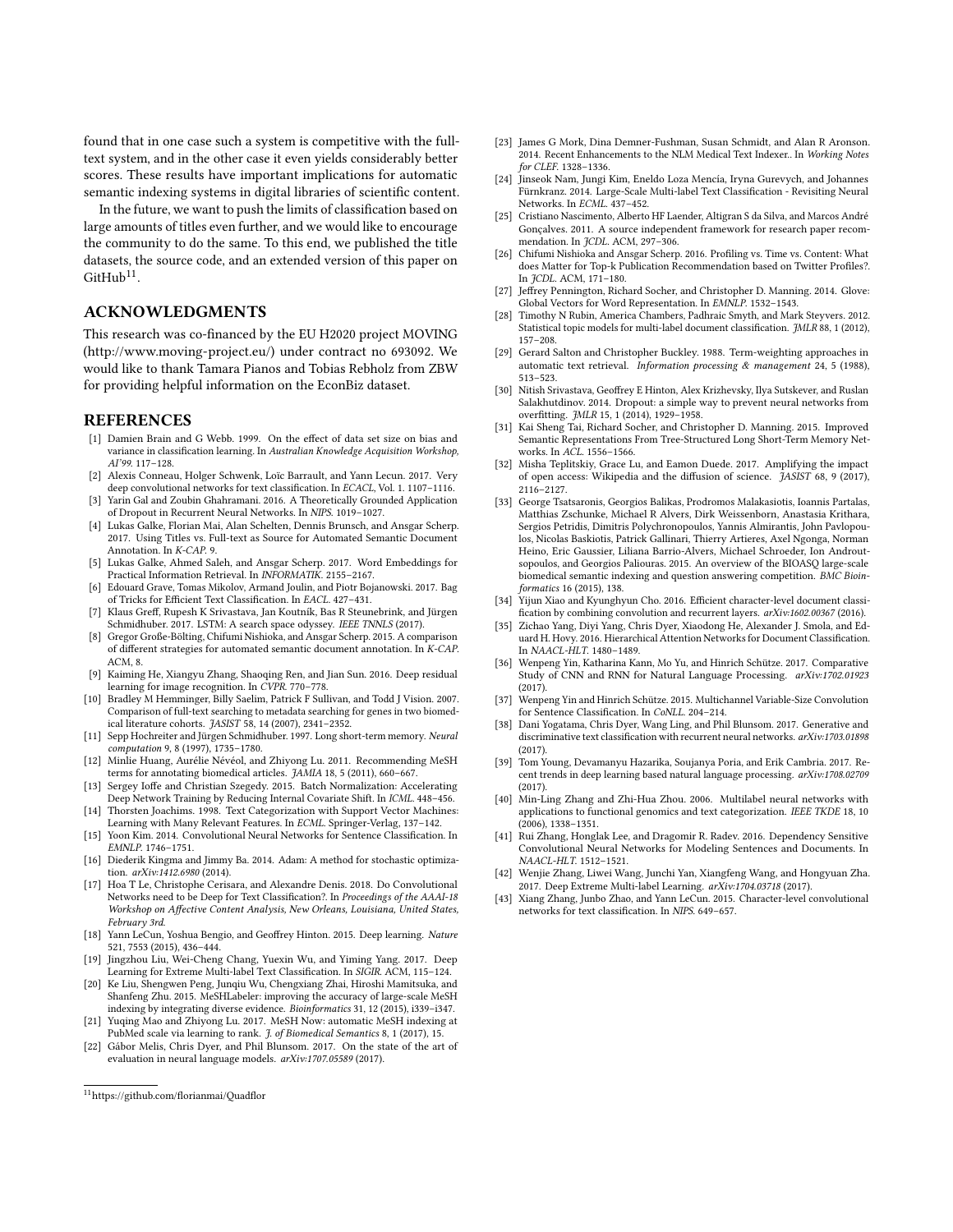found that in one case such a system is competitive with the full-text system, and in the other case it even yields considerably better scores. These results have important implications for automatic semantic indexing systems in digital libraries of scientific content.

In the future, we want to push the limits of classification based on large amounts of titles even further, and we would like to encourage the community to do the same. To this end, we published the title datasets, the source code, and an extended version of this paper on GitHub[11].

## ACKNOWLEDGMENTS

This research was co-financed by the EU H2020 project MOVING (http://www.moving-project.eu/) under contract no 693092. We would like to thank Tamara Pianos and Tobias Rebholz from ZBW for providing helpful information on the EconBiz dataset.

## REFERENCES

- [1] Damien Brain and G Webb. 1999. On the effect of data set size on bias and variance in classification learning. In *Australian Knowledge Acquisition Workshop, AI'99*. 117–128.
- [2] Alexis Conneau, Holger Schwenk, Loïc Barrault, and Yann Lecun. 2017. Very deep convolutional networks for text classification. In *ECACL*, Vol. 1. 1107–1116.
- [3] Yarin Gal and Zoubin Ghahramani. 2016. A Theoretically Grounded Application of Dropout in Recurrent Neural Networks. In *NIPS*. 1019–1027.
- [4] Lukas Galke, Florian Mai, Alan Schelten, Dennis Brunsch, and Ansgar Scherp. 2017. Using Titles vs. Full-text as Source for Automated Semantic Document Annotation. In *K-CAP*. 9.
- [5] Lukas Galke, Ahmed Saleh, and Ansgar Scherp. 2017. Word Embeddings for Practical Information Retrieval. In *INFORMATIK*. 2155–2167.
- [6] Edouard Grave, Tomas Mikolov, Armand Joulin, and Piotr Bojanowski. 2017. Bag of Tricks for Efficient Text Classification. In *EACL*. 427–431.
- [7] Klaus Greff, Rupesh K Srivastava, Jan Koutník, Bas R Steunebrink, and Jürgen Schmidhuber. 2017. LSTM: A search space odyssey. *IEEE TNNLS* (2017).
- [8] Gregor Große-Bölting, Chifumi Nishioka, and Ansgar Scherp. 2015. A comparison of different strategies for automated semantic document annotation. In *K-CAP*. ACM, 8.
- [9] Kaiming He, Xiangyu Zhang, Shaoqing Ren, and Jian Sun. 2016. Deep residual learning for image recognition. In *CVPR*. 770–778.
- [10] Bradley M Hemminger, Billy Saelim, Patrick F Sullivan, and Todd J Vision. 2007. Comparison of full-text searching to metadata searching for genes in two biomedical literature cohorts. *JASIST* 58, 14 (2007), 2341–2352.
- [11] Sepp Hochreiter and Jürgen Schmidhuber. 1997. Long short-term memory. *Neural computation* 9, 8 (1997), 1735–1780.
- [12] Minlie Huang, Aurélie Névéol, and Zhiyong Lu. 2011. Recommending MeSH terms for annotating biomedical articles. *JAMIA* 18, 5 (2011), 660–667.
- [13] Sergey Ioffe and Christian Szegedy. 2015. Batch Normalization: Accelerating Deep Network Training by Reducing Internal Covariate Shift. In *ICML*. 448–456.
- [14] Thorsten Joachims. 1998. Text Categorization with Support Vector Machines: Learning with Many Relevant Features. In *ECML*. Springer-Verlag, 137–142.
- [15] Yoon Kim. 2014. Convolutional Neural Networks for Sentence Classification. In *EMNLP*. 1746–1751.
- [16] Diederik Kingma and Jimmy Ba. 2014. Adam: A method for stochastic optimization. *arXiv:1412.6980* (2014).
- [17] Hoa T Le, Christophe Cerisara, and Alexandre Denis. 2018. Do Convolutional Networks need to be Deep for Text Classification?. In *Proceedings of the AAAI-18 Workshop on Affective Content Analysis, New Orleans, Louisiana, United States, February 3rd*.
- [18] Yann LeCun, Yoshua Bengio, and Geoffrey Hinton. 2015. Deep learning. *Nature* 521, 7553 (2015), 436–444.
- [19] Jingzhou Liu, Wei-Cheng Chang, Yuexin Wu, and Yiming Yang. 2017. Deep Learning for Extreme Multi-label Text Classification. In *SIGIR*. ACM, 115–124.
- [20] Ke Liu, Shengwen Peng, Junqiu Wu, Chengxiang Zhai, Hiroshi Mamitsuka, and Shanfeng Zhu. 2015. MeSHLabeler: improving the accuracy of large-scale MeSH indexing by integrating diverse evidence. *Bioinformatics* 31, 12 (2015), i339–i347.
- [21] Yuqing Mao and Zhiyong Lu. 2017. MeSH Now: automatic MeSH indexing at PubMed scale via learning to rank. *J. of Biomedical Semantics* 8, 1 (2017), 15.
- [22] Gábor Melis, Chris Dyer, and Phil Blunsom. 2017. On the state of the art of evaluation in neural language models. *arXiv:1707.05589* (2017).
- [23] James G Mork, Dina Demner-Fushman, Susan Schmidt, and Alan R Aronson. 2014. Recent Enhancements to the NLM Medical Text Indexer.. In *Working Notes for CLEF*. 1328–1336.
- [24] Jinseok Nam, Jungi Kim, Eneldo Loza Mencía, Iryna Gurevych, and Johannes Fürnkranz. 2014. Large-Scale Multi-label Text Classification - Revisiting Neural Networks. In *ECML*. 437–452.
- [25] Cristiano Nascimento, Alberto HF Laender, Altigran S da Silva, and Marcos André Gonçalves. 2011. A source independent framework for research paper recommendation. In *JCDL*. ACM, 297–306.
- [26] Chifumi Nishioka and Ansgar Scherp. 2016. Profiling vs. Time vs. Content: What does Matter for Top-k Publication Recommendation based on Twitter Profiles?. In *JCDL*. ACM, 171–180.
- [27] Jeffrey Pennington, Richard Socher, and Christopher D. Manning. 2014. Glove: Global Vectors for Word Representation. In *EMNLP*. 1532–1543.
- [28] Timothy N Rubin, America Chambers, Padhraic Smyth, and Mark Steyvers. 2012. Statistical topic models for multi-label document classification. *JMLR* 88, 1 (2012), 157–208.
- [29] Gerard Salton and Christopher Buckley. 1988. Term-weighting approaches in automatic text retrieval. *Information processing & management* 24, 5 (1988), 513–523.
- [30] Nitish Srivastava, Geoffrey E Hinton, Alex Krizhevsky, Ilya Sutskever, and Ruslan Salakhutdinov. 2014. Dropout: a simple way to prevent neural networks from overfitting. *JMLR* 15, 1 (2014), 1929–1958.
- [31] Kai Sheng Tai, Richard Socher, and Christopher D. Manning. 2015. Improved Semantic Representations From Tree-Structured Long Short-Term Memory Networks. In *ACL*. 1556–1566.
- [32] Misha Teplitskiy, Grace Lu, and Eamon Duede. 2017. Amplifying the impact of open access: Wikipedia and the diffusion of science. *JASIST* 68, 9 (2017), 2116–2127.
- [33] George Tsatsaronis, Georgios Balikas, Prodromos Malakasiotis, Ioannis Partalas, Matthias Zschunke, Michael R Alvers, Dirk Weissenborn, Anastasia Krithara, Sergios Petridis, Dimitris Polychronopoulos, Yannis Almirantis, John Pavlopoulos, Nicolas Baskiotis, Patrick Gallinari, Thierry Artieres, Axel Ngonga, Norman Heino, Eric Gaussier, Liliana Barrio-Alvers, Michael Schroeder, Ion Androutsopoulos, and Georgios Paliouras. 2015. An overview of the BIOASQ large-scale biomedical semantic indexing and question answering competition. *BMC Bioinformatics* 16 (2015), 138.
- [34] Yijun Xiao and Kyunghyun Cho. 2016. Efficient character-level document classification by combining convolution and recurrent layers. *arXiv:1602.00367* (2016).
- [35] Zichao Yang, Diyi Yang, Chris Dyer, Xiaodong He, Alexander J. Smola, and Eduard H. Hovy. 2016. Hierarchical Attention Networks for Document Classification. In *NAACL-HLT*. 1480–1489.
- [36] Wenpeng Yin, Katharina Kann, Mo Yu, and Hinrich Schütze. 2017. Comparative Study of CNN and RNN for Natural Language Processing. *arXiv:1702.01923* (2017).
- [37] Wenpeng Yin and Hinrich Schütze. 2015. Multichannel Variable-Size Convolution for Sentence Classification. In *CoNLL*. 204–214.
- [38] Dani Yogatama, Chris Dyer, Wang Ling, and Phil Blunsom. 2017. Generative and discriminative text classification with recurrent neural networks. *arXiv:1703.01898* (2017).
- [39] Tom Young, Devamanyu Hazarika, Soujanya Poria, and Erik Cambria. 2017. Recent trends in deep learning based natural language processing. *arXiv:1708.02709* (2017).
- [40] Min-Ling Zhang and Zhi-Hua Zhou. 2006. Multilabel neural networks with applications to functional genomics and text categorization. *IEEE TKDE* 18, 10 (2006), 1338–1351.
- [41] Rui Zhang, Honglak Lee, and Dragomir R. Radev. 2016. Dependency Sensitive Convolutional Neural Networks for Modeling Sentences and Documents. In *NAACL-HLT*. 1512–1521.
- [42] Wenjie Zhang, Liwei Wang, Junchi Yan, Xiangfeng Wang, and Hongyuan Zha. 2017. Deep Extreme Multi-label Learning. *arXiv:1704.03718* (2017).
- [43] Xiang Zhang, Junbo Zhao, and Yann LeCun. 2015. Character-level convolutional networks for text classification. In *NIPS*. 649–657.

---

[11] https://github.com/florianmai/Quadflor